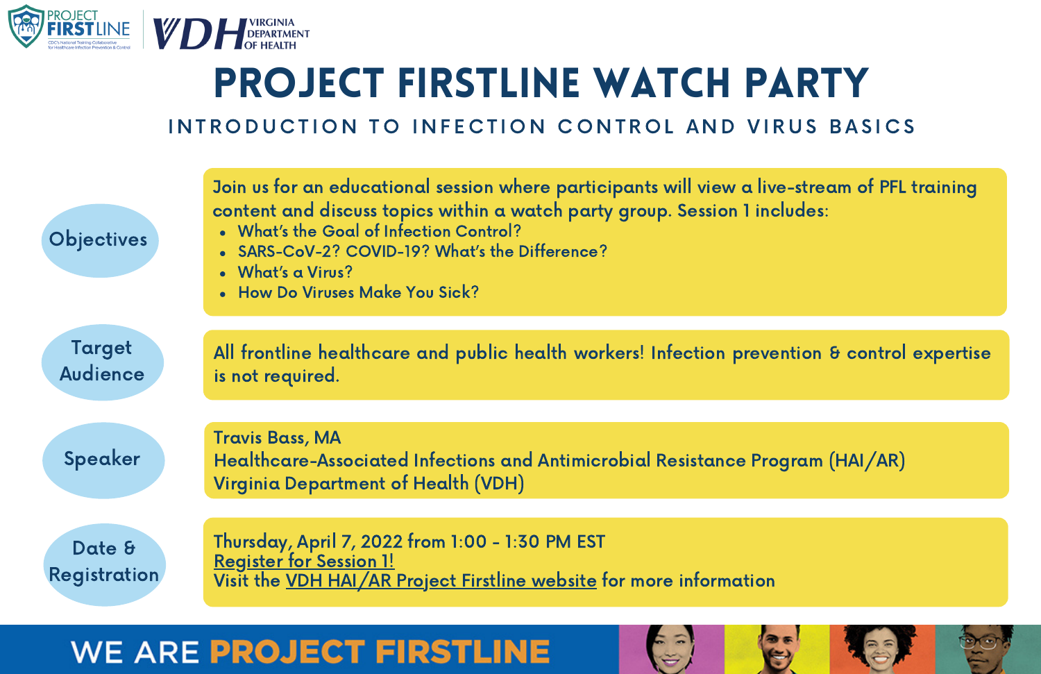PROJECT FIRSTLINE — CDC's National Training Collaborative for Healthcare Infection Prevention & Control

VDH VIRGINIA DEPARTMENT OF HEALTH

# PROJECT FIRSTLINE WATCH PARTY

## INTRODUCTION TO INFECTION CONTROL AND VIRUS BASICS

**Objectives**

Join us for an educational session where participants will view a live-stream of PFL training content and discuss topics within a watch party group. Session 1 includes:

- What's the Goal of Infection Control?
- SARS-CoV-2? COVID-19? What's the Difference?
- What's a Virus?
- How Do Viruses Make You Sick?

**Target Audience**

All frontline healthcare and public health workers! Infection prevention & control expertise is not required.

**Speaker**

Travis Bass, MA
Healthcare-Associated Infections and Antimicrobial Resistance Program (HAI/AR)
Virginia Department of Health (VDH)

**Date & Registration**

Thursday, April 7, 2022 from 1:00 - 1:30 PM EST
Register for Session 1!
Visit the VDH HAI/AR Project Firstline website for more information

WE ARE PROJECT FIRSTLINE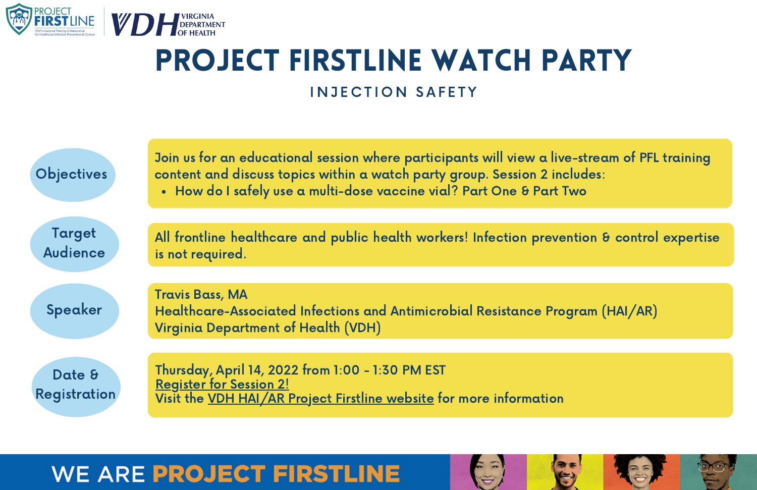# PROJECT FIRSTLINE WATCH PARTY

## INJECTION SAFETY

**Objectives**

Join us for an educational session where participants will view a live-stream of PFL training content and discuss topics within a watch party group. Session 2 includes:

- How do I safely use a multi-dose vaccine vial? Part One & Part Two

**Target Audience**

All frontline healthcare and public health workers! Infection prevention & control expertise is not required.

**Speaker**

Travis Bass, MA
Healthcare-Associated Infections and Antimicrobial Resistance Program (HAI/AR)
Virginia Department of Health (VDH)

**Date & Registration**

Thursday, April 14, 2022 from 1:00 - 1:30 PM EST
Register for Session 2!
Visit the VDH HAI/AR Project Firstline website for more information

WE ARE PROJECT FIRSTLINE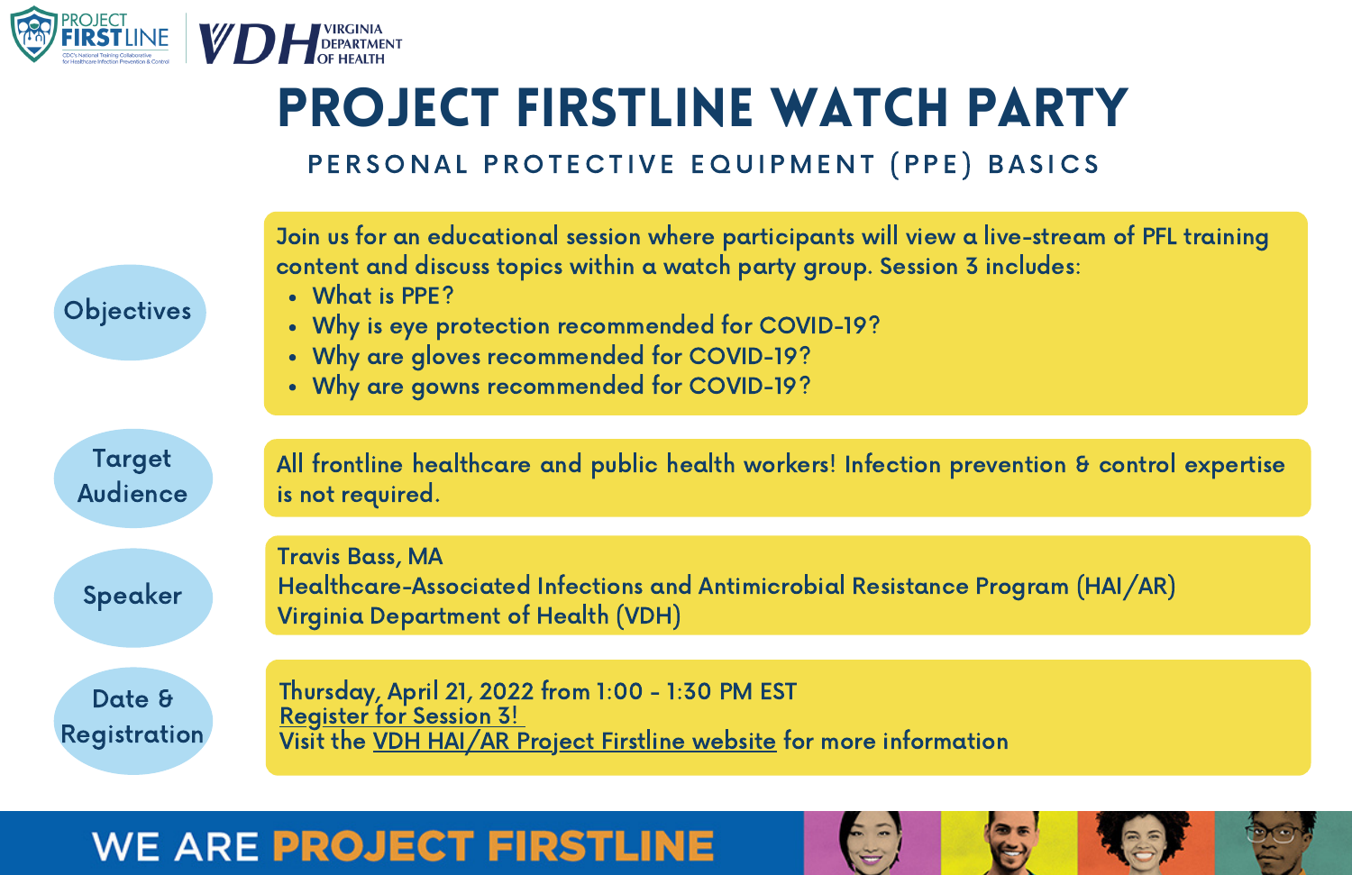PROJECT FIRSTLINE | VDH VIRGINIA DEPARTMENT OF HEALTH

# PROJECT FIRSTLINE WATCH PARTY

## PERSONAL PROTECTIVE EQUIPMENT (PPE) BASICS

**Objectives**

Join us for an educational session where participants will view a live-stream of PFL training content and discuss topics within a watch party group. Session 3 includes:

- What is PPE?
- Why is eye protection recommended for COVID-19?
- Why are gloves recommended for COVID-19?
- Why are gowns recommended for COVID-19?

**Target Audience**

All frontline healthcare and public health workers! Infection prevention & control expertise is not required.

**Speaker**

Travis Bass, MA
Healthcare-Associated Infections and Antimicrobial Resistance Program (HAI/AR)
Virginia Department of Health (VDH)

**Date & Registration**

Thursday, April 21, 2022 from 1:00 - 1:30 PM EST
Register for Session 3!
Visit the VDH HAI/AR Project Firstline website for more information

WE ARE PROJECT FIRSTLINE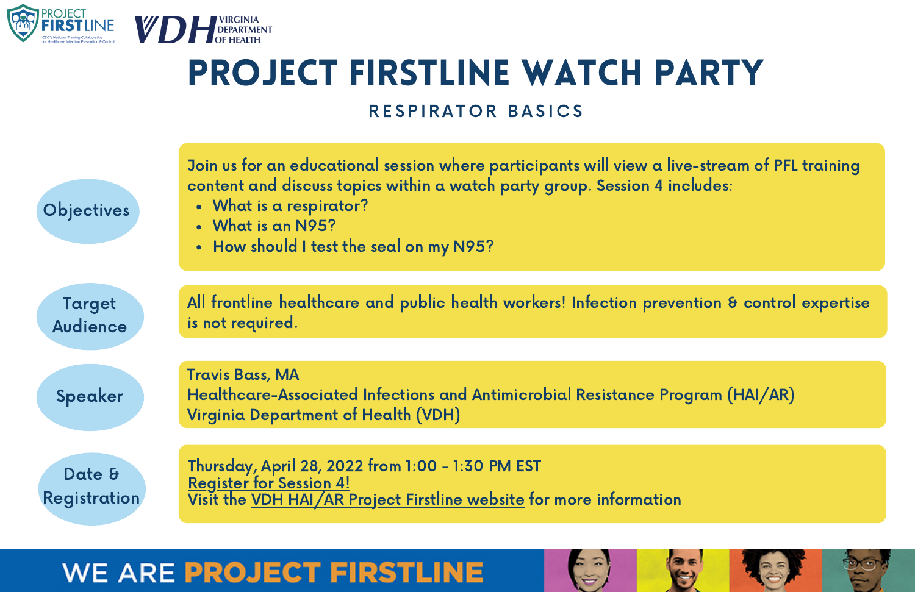PROJECT FIRSTLINE | VDH VIRGINIA DEPARTMENT OF HEALTH

# PROJECT FIRSTLINE WATCH PARTY

## RESPIRATOR BASICS

**Objectives**

Join us for an educational session where participants will view a live-stream of PFL training content and discuss topics within a watch party group. Session 4 includes:

- What is a respirator?
- What is an N95?
- How should I test the seal on my N95?

**Target Audience**

All frontline healthcare and public health workers! Infection prevention & control expertise is not required.

**Speaker**

Travis Bass, MA
Healthcare-Associated Infections and Antimicrobial Resistance Program (HAI/AR)
Virginia Department of Health (VDH)

**Date & Registration**

Thursday, April 28, 2022 from 1:00 - 1:30 PM EST
Register for Session 4!
Visit the VDH HAI/AR Project Firstline website for more information

WE ARE PROJECT FIRSTLINE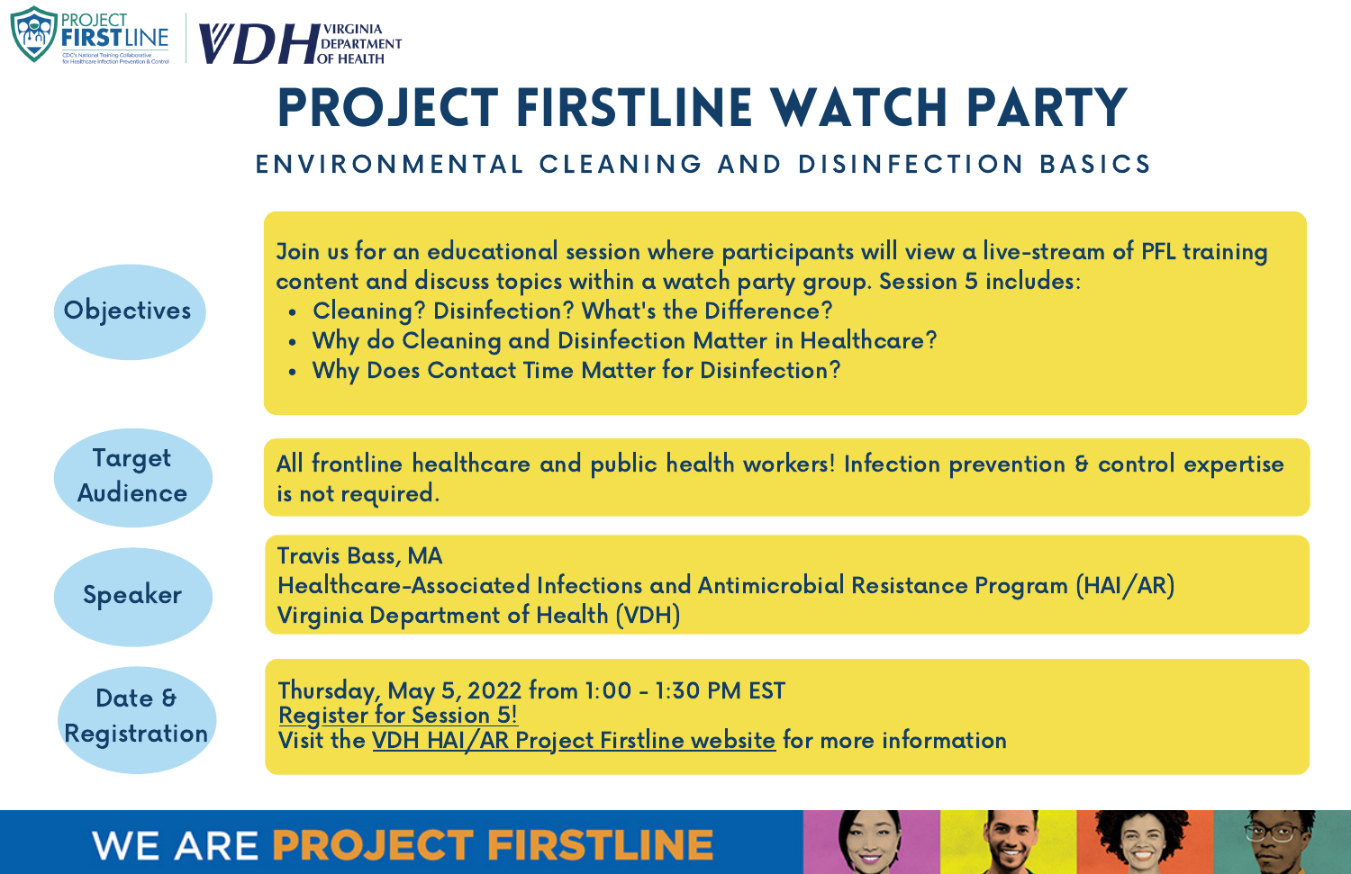PROJECT FIRSTLINE — CDC's National Training Collaborative for Healthcare Infection Prevention & Control

VDH VIRGINIA DEPARTMENT OF HEALTH

# PROJECT FIRSTLINE WATCH PARTY

## ENVIRONMENTAL CLEANING AND DISINFECTION BASICS

**Objectives**

Join us for an educational session where participants will view a live-stream of PFL training content and discuss topics within a watch party group. Session 5 includes:

- Cleaning? Disinfection? What's the Difference?
- Why do Cleaning and Disinfection Matter in Healthcare?
- Why Does Contact Time Matter for Disinfection?

**Target Audience**

All frontline healthcare and public health workers! Infection prevention & control expertise is not required.

**Speaker**

Travis Bass, MA
Healthcare-Associated Infections and Antimicrobial Resistance Program (HAI/AR)
Virginia Department of Health (VDH)

**Date & Registration**

Thursday, May 5, 2022 from 1:00 - 1:30 PM EST
Register for Session 5!
Visit the VDH HAI/AR Project Firstline website for more information

WE ARE PROJECT FIRSTLINE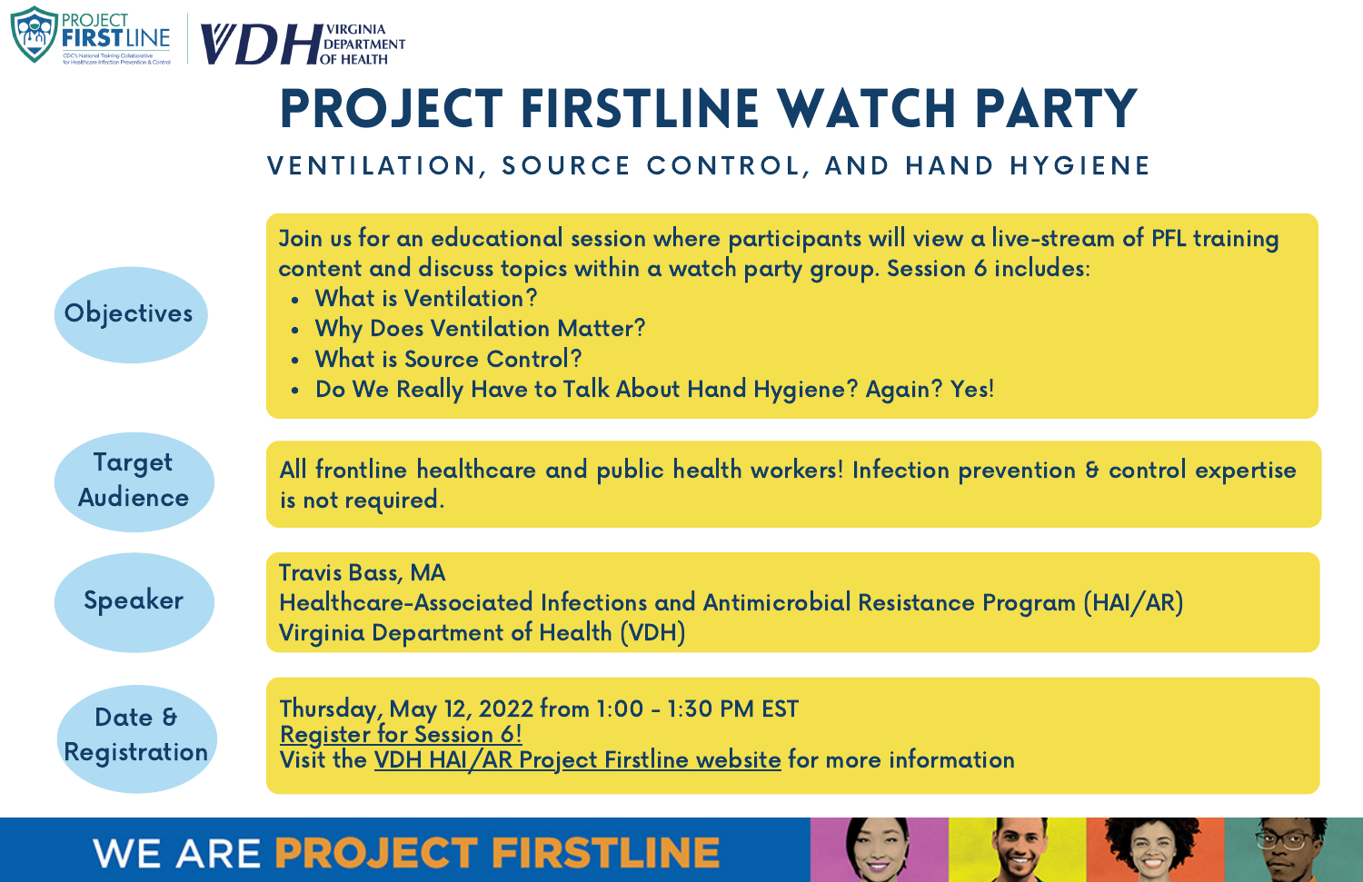PROJECT FIRSTLINE
CDC's National Training Collaborative for Healthcare Infection Prevention & Control

VDH VIRGINIA DEPARTMENT OF HEALTH

# PROJECT FIRSTLINE WATCH PARTY

## VENTILATION, SOURCE CONTROL, AND HAND HYGIENE

**Objectives**

Join us for an educational session where participants will view a live-stream of PFL training content and discuss topics within a watch party group. Session 6 includes:

- What is Ventilation?
- Why Does Ventilation Matter?
- What is Source Control?
- Do We Really Have to Talk About Hand Hygiene? Again? Yes!

**Target Audience**

All frontline healthcare and public health workers! Infection prevention & control expertise is not required.

**Speaker**

Travis Bass, MA
Healthcare-Associated Infections and Antimicrobial Resistance Program (HAI/AR)
Virginia Department of Health (VDH)

**Date & Registration**

Thursday, May 12, 2022 from 1:00 - 1:30 PM EST
Register for Session 6!
Visit the VDH HAI/AR Project Firstline website for more information

WE ARE PROJECT FIRSTLINE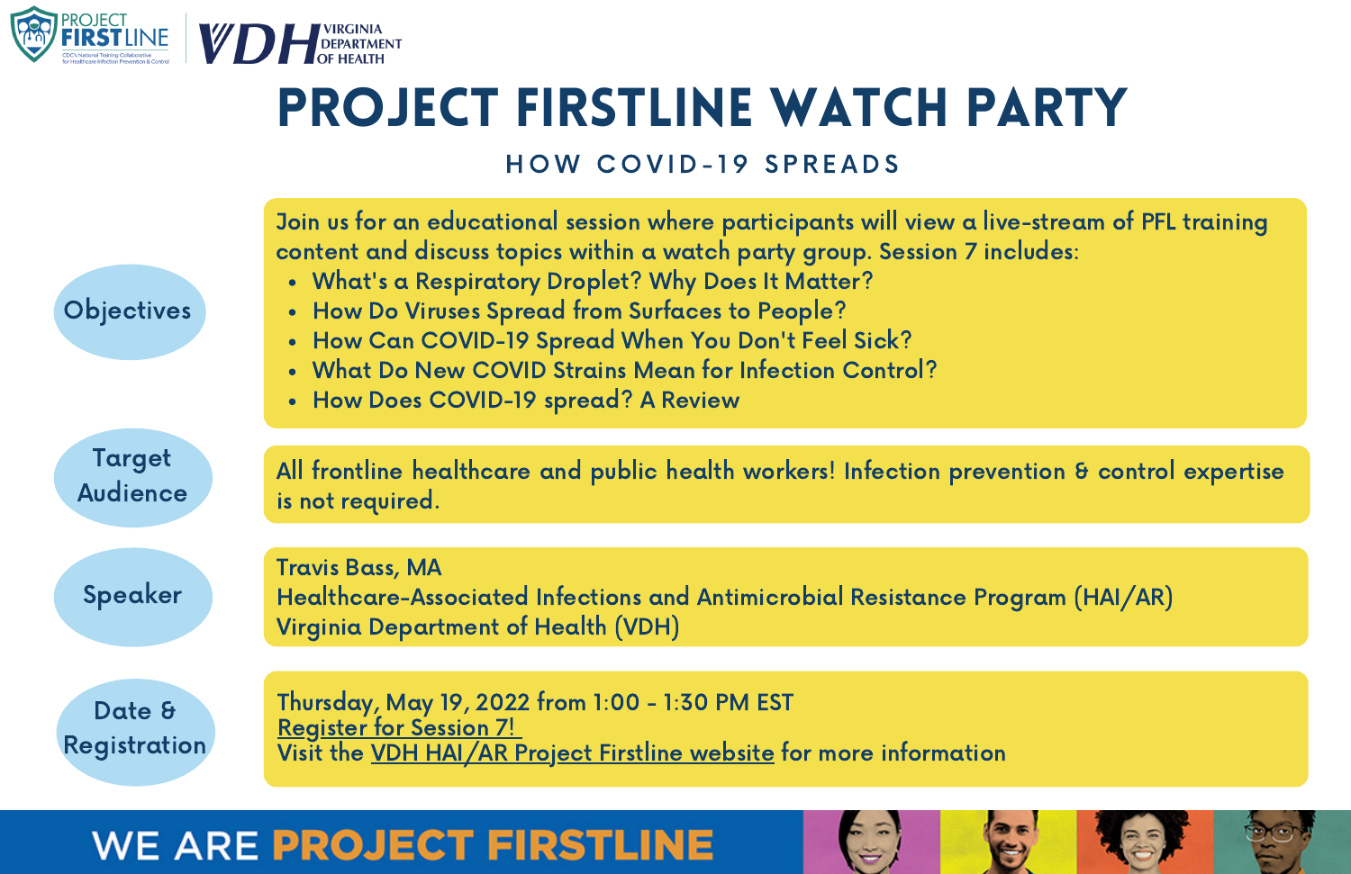PROJECT FIRSTLINE — CDC's National Training Collaborative for Healthcare Infection Prevention & Control

VDH VIRGINIA DEPARTMENT OF HEALTH

# PROJECT FIRSTLINE WATCH PARTY

## HOW COVID-19 SPREADS

**Objectives**

Join us for an educational session where participants will view a live-stream of PFL training content and discuss topics within a watch party group. Session 7 includes:

- What's a Respiratory Droplet? Why Does It Matter?
- How Do Viruses Spread from Surfaces to People?
- How Can COVID-19 Spread When You Don't Feel Sick?
- What Do New COVID Strains Mean for Infection Control?
- How Does COVID-19 spread? A Review

**Target Audience**

All frontline healthcare and public health workers! Infection prevention & control expertise is not required.

**Speaker**

Travis Bass, MA
Healthcare-Associated Infections and Antimicrobial Resistance Program (HAI/AR)
Virginia Department of Health (VDH)

**Date & Registration**

Thursday, May 19, 2022 from 1:00 - 1:30 PM EST
Register for Session 7!
Visit the VDH HAI/AR Project Firstline website for more information

WE ARE PROJECT FIRSTLINE